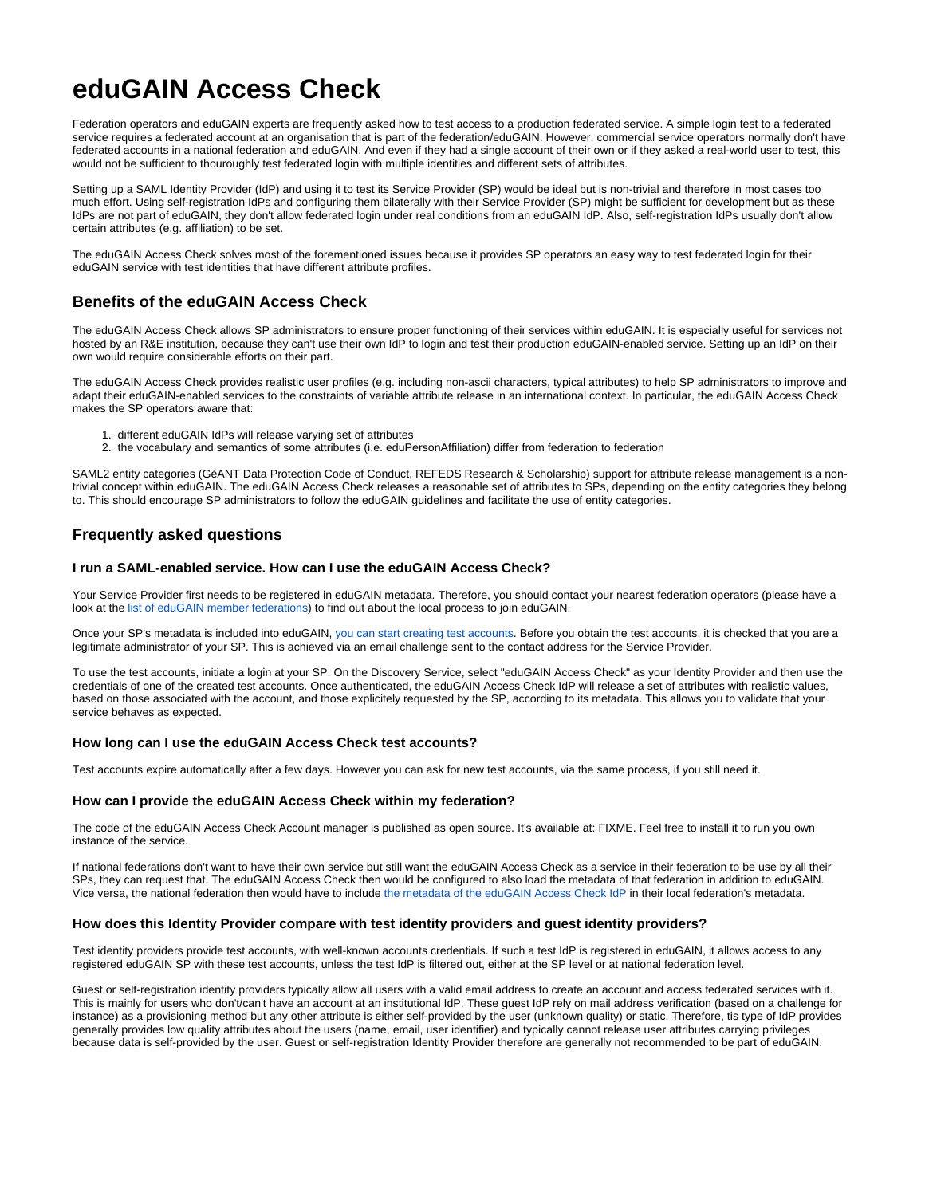# eduGAIN Access Check

Federation operators and eduGAIN experts are frequently asked how to test access to a production federated service. A simple login test to a federated service requires a federated account at an organisation that is part of the federation/eduGAIN. However, commercial service operators normally don't have federated accounts in a national federation and eduGAIN. And even if they had a single account of their own or if they asked a real-world user to test, this would not be sufficient to thouroughly test federated login with multiple identities and different sets of attributes.

Setting up a SAML Identity Provider (IdP) and using it to test its Service Provider (SP) would be ideal but is non-trivial and therefore in most cases too much effort. Using self-registration IdPs and configuring them bilaterally with their Service Provider (SP) might be sufficient for development but as these IdPs are not part of eduGAIN, they don't allow federated login under real conditions from an eduGAIN IdP. Also, self-registration IdPs usually don't allow certain attributes (e.g. affiliation) to be set.

The eduGAIN Access Check solves most of the forementioned issues because it provides SP operators an easy way to test federated login for their eduGAIN service with test identities that have different attribute profiles.

## Benefits of the eduGAIN Access Check

The eduGAIN Access Check allows SP administrators to ensure proper functioning of their services within eduGAIN. It is especially useful for services not hosted by an R&E institution, because they can't use their own IdP to login and test their production eduGAIN-enabled service. Setting up an IdP on their own would require considerable efforts on their part.

The eduGAIN Access Check provides realistic user profiles (e.g. including non-ascii characters, typical attributes) to help SP administrators to improve and adapt their eduGAIN-enabled services to the constraints of variable attribute release in an international context. In particular, the eduGAIN Access Check makes the SP operators aware that:

1. different eduGAIN IdPs will release varying set of attributes
2. the vocabulary and semantics of some attributes (i.e. eduPersonAffiliation) differ from federation to federation

SAML2 entity categories (GéANT Data Protection Code of Conduct, REFEDS Research & Scholarship) support for attribute release management is a non-trivial concept within eduGAIN. The eduGAIN Access Check releases a reasonable set of attributes to SPs, depending on the entity categories they belong to. This should encourage SP administrators to follow the eduGAIN guidelines and facilitate the use of entity categories.

## Frequently asked questions

### I run a SAML-enabled service. How can I use the eduGAIN Access Check?

Your Service Provider first needs to be registered in eduGAIN metadata. Therefore, you should contact your nearest federation operators (please have a look at the list of eduGAIN member federations) to find out about the local process to join eduGAIN.

Once your SP's metadata is included into eduGAIN, you can start creating test accounts. Before you obtain the test accounts, it is checked that you are a legitimate administrator of your SP. This is achieved via an email challenge sent to the contact address for the Service Provider.

To use the test accounts, initiate a login at your SP. On the Discovery Service, select "eduGAIN Access Check" as your Identity Provider and then use the credentials of one of the created test accounts. Once authenticated, the eduGAIN Access Check IdP will release a set of attributes with realistic values, based on those associated with the account, and those explicitely requested by the SP, according to its metadata. This allows you to validate that your service behaves as expected.

### How long can I use the eduGAIN Access Check test accounts?

Test accounts expire automatically after a few days. However you can ask for new test accounts, via the same process, if you still need it.

### How can I provide the eduGAIN Access Check within my federation?

The code of the eduGAIN Access Check Account manager is published as open source. It's available at: FIXME. Feel free to install it to run you own instance of the service.

If national federations don't want to have their own service but still want the eduGAIN Access Check as a service in their federation to be use by all their SPs, they can request that. The eduGAIN Access Check then would be configured to also load the metadata of that federation in addition to eduGAIN. Vice versa, the national federation then would have to include the metadata of the eduGAIN Access Check IdP in their local federation's metadata.

### How does this Identity Provider compare with test identity providers and guest identity providers?

Test identity providers provide test accounts, with well-known accounts credentials. If such a test IdP is registered in eduGAIN, it allows access to any registered eduGAIN SP with these test accounts, unless the test IdP is filtered out, either at the SP level or at national federation level.

Guest or self-registration identity providers typically allow all users with a valid email address to create an account and access federated services with it. This is mainly for users who don't/can't have an account at an institutional IdP. These guest IdP rely on mail address verification (based on a challenge for instance) as a provisioning method but any other attribute is either self-provided by the user (unknown quality) or static. Therefore, tis type of IdP provides generally provides low quality attributes about the users (name, email, user identifier) and typically cannot release user attributes carrying privileges because data is self-provided by the user. Guest or self-registration Identity Provider therefore are generally not recommended to be part of eduGAIN.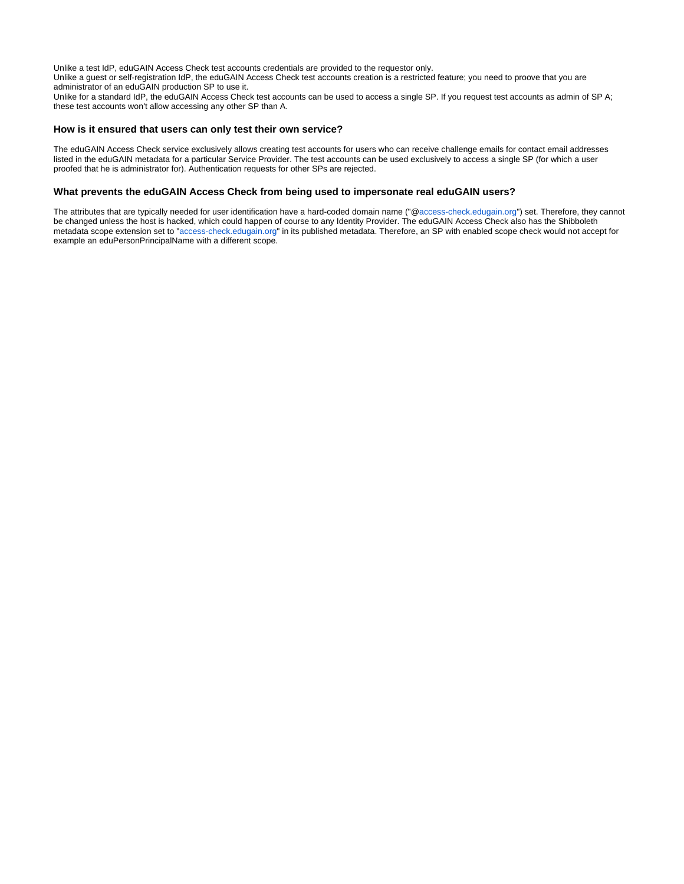Unlike a test IdP, eduGAIN Access Check test accounts credentials are provided to the requestor only.
Unlike a guest or self-registration IdP, the eduGAIN Access Check test accounts creation is a restricted feature; you need to proove that you are administrator of an eduGAIN production SP to use it.
Unlike for a standard IdP, the eduGAIN Access Check test accounts can be used to access a single SP. If you request test accounts as admin of SP A; these test accounts won't allow accessing any other SP than A.

### How is it ensured that users can only test their own service?

The eduGAIN Access Check service exclusively allows creating test accounts for users who can receive challenge emails for contact email addresses listed in the eduGAIN metadata for a particular Service Provider. The test accounts can be used exclusively to access a single SP (for which a user proofed that he is administrator for). Authentication requests for other SPs are rejected.

### What prevents the eduGAIN Access Check from being used to impersonate real eduGAIN users?

The attributes that are typically needed for user identification have a hard-coded domain name ("@access-check.edugain.org") set. Therefore, they cannot be changed unless the host is hacked, which could happen of course to any Identity Provider. The eduGAIN Access Check also has the Shibboleth metadata scope extension set to "access-check.edugain.org" in its published metadata. Therefore, an SP with enabled scope check would not accept for example an eduPersonPrincipalName with a different scope.